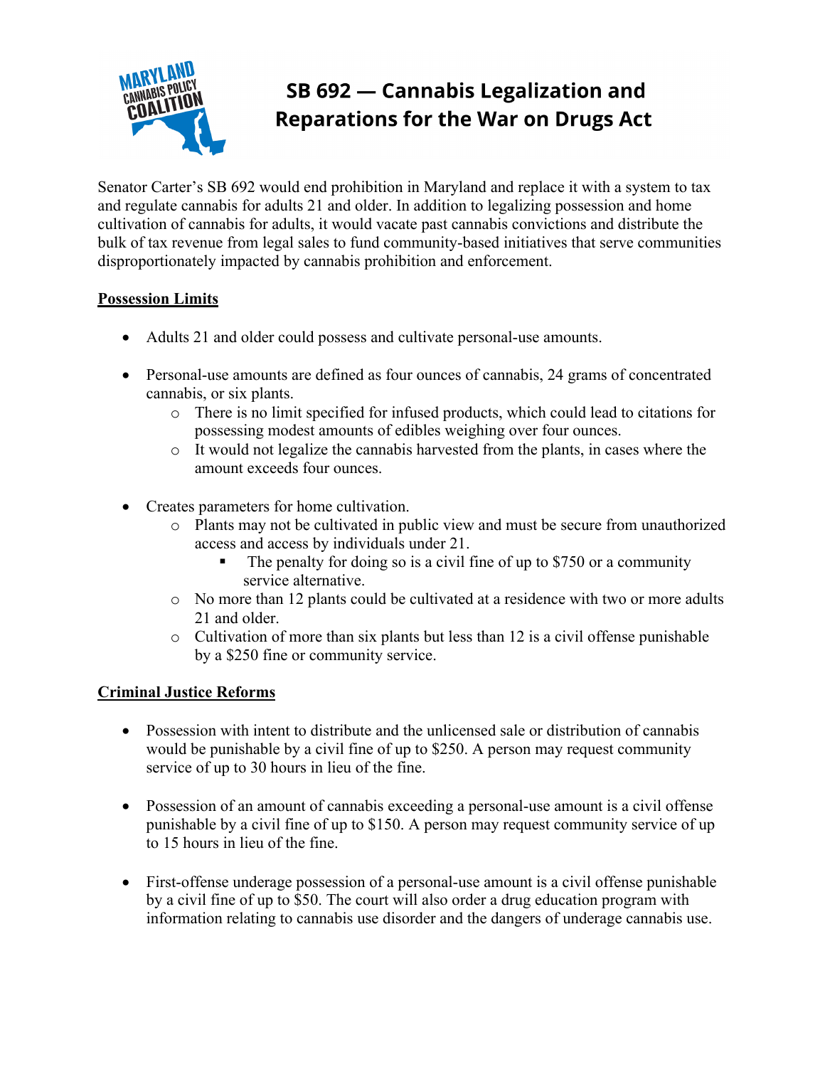# SB 692 — Cannabis Legalization and Reparations for the War on Drugs Act

Senator Carter's SB 692 would end prohibition in Maryland and replace it with a system to tax and regulate cannabis for adults 21 and older. In addition to legalizing possession and home cultivation of cannabis for adults, it would vacate past cannabis convictions and distribute the bulk of tax revenue from legal sales to fund community-based initiatives that serve communities disproportionately impacted by cannabis prohibition and enforcement.

## Possession Limits

- Adults 21 and older could possess and cultivate personal-use amounts.
- Personal-use amounts are defined as four ounces of cannabis, 24 grams of concentrated cannabis, or six plants.
  - There is no limit specified for infused products, which could lead to citations for possessing modest amounts of edibles weighing over four ounces.
  - It would not legalize the cannabis harvested from the plants, in cases where the amount exceeds four ounces.
- Creates parameters for home cultivation.
  - Plants may not be cultivated in public view and must be secure from unauthorized access and access by individuals under 21.
    - The penalty for doing so is a civil fine of up to $750 or a community service alternative.
  - No more than 12 plants could be cultivated at a residence with two or more adults 21 and older.
  - Cultivation of more than six plants but less than 12 is a civil offense punishable by a $250 fine or community service.

## Criminal Justice Reforms

- Possession with intent to distribute and the unlicensed sale or distribution of cannabis would be punishable by a civil fine of up to $250. A person may request community service of up to 30 hours in lieu of the fine.
- Possession of an amount of cannabis exceeding a personal-use amount is a civil offense punishable by a civil fine of up to $150. A person may request community service of up to 15 hours in lieu of the fine.
- First-offense underage possession of a personal-use amount is a civil offense punishable by a civil fine of up to $50. The court will also order a drug education program with information relating to cannabis use disorder and the dangers of underage cannabis use.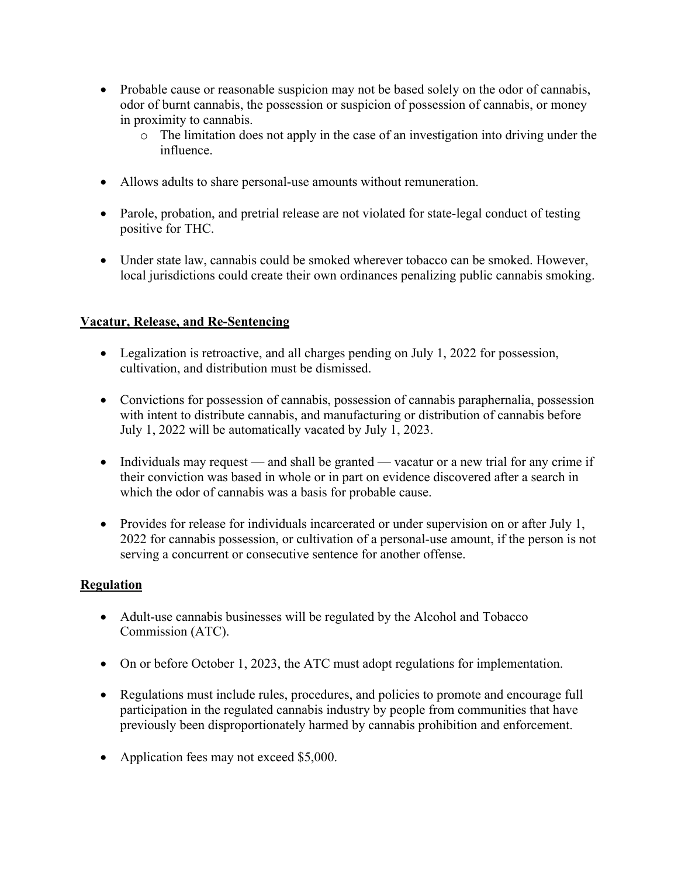- Probable cause or reasonable suspicion may not be based solely on the odor of cannabis, odor of burnt cannabis, the possession or suspicion of possession of cannabis, or money in proximity to cannabis.
    - The limitation does not apply in the case of an investigation into driving under the influence.

- Allows adults to share personal-use amounts without remuneration.

- Parole, probation, and pretrial release are not violated for state-legal conduct of testing positive for THC.

- Under state law, cannabis could be smoked wherever tobacco can be smoked. However, local jurisdictions could create their own ordinances penalizing public cannabis smoking.

## <u>Vacatur, Release, and Re-Sentencing</u>

- Legalization is retroactive, and all charges pending on July 1, 2022 for possession, cultivation, and distribution must be dismissed.

- Convictions for possession of cannabis, possession of cannabis paraphernalia, possession with intent to distribute cannabis, and manufacturing or distribution of cannabis before July 1, 2022 will be automatically vacated by July 1, 2023.

- Individuals may request — and shall be granted — vacatur or a new trial for any crime if their conviction was based in whole or in part on evidence discovered after a search in which the odor of cannabis was a basis for probable cause.

- Provides for release for individuals incarcerated or under supervision on or after July 1, 2022 for cannabis possession, or cultivation of a personal-use amount, if the person is not serving a concurrent or consecutive sentence for another offense.

## <u>Regulation</u>

- Adult-use cannabis businesses will be regulated by the Alcohol and Tobacco Commission (ATC).

- On or before October 1, 2023, the ATC must adopt regulations for implementation.

- Regulations must include rules, procedures, and policies to promote and encourage full participation in the regulated cannabis industry by people from communities that have previously been disproportionately harmed by cannabis prohibition and enforcement.

- Application fees may not exceed $5,000.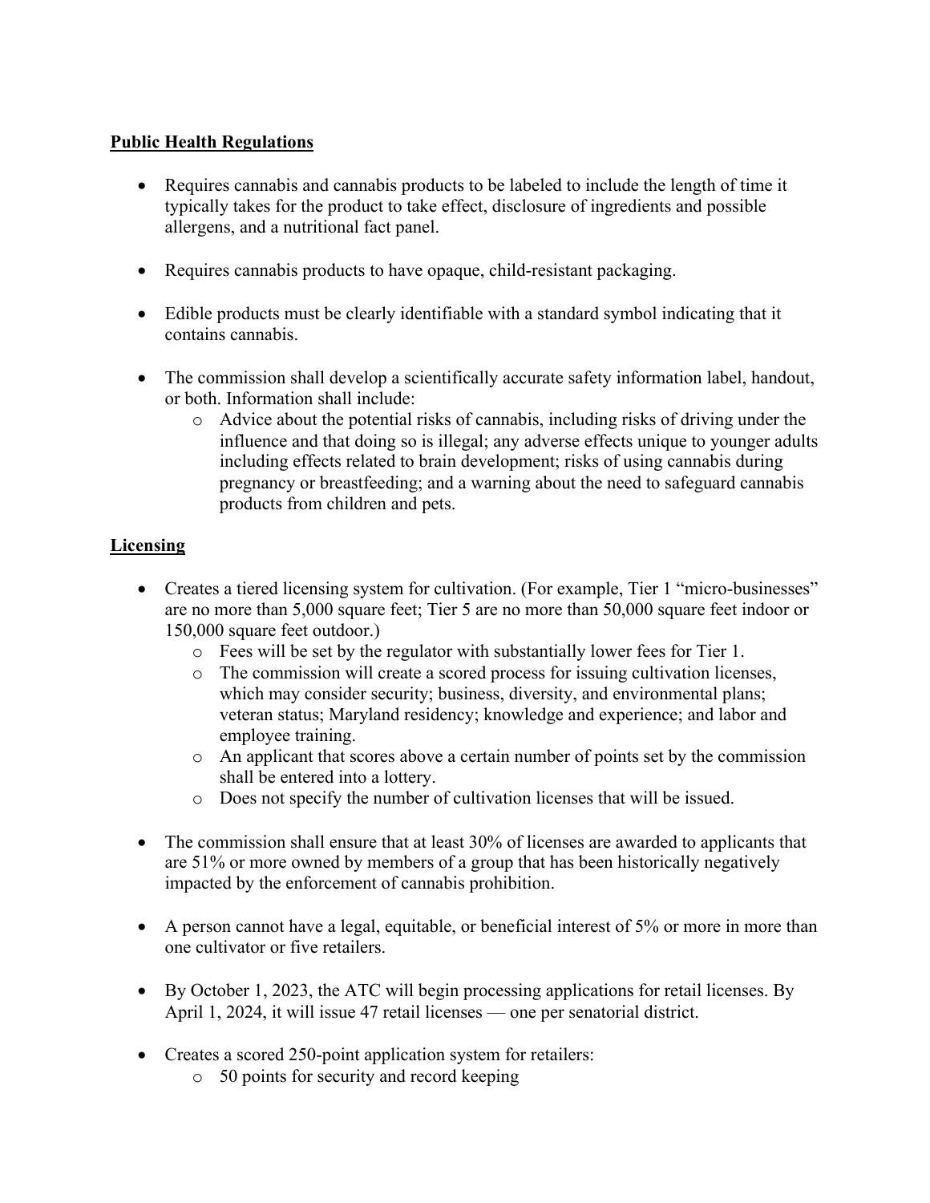**Public Health Regulations**

- Requires cannabis and cannabis products to be labeled to include the length of time it typically takes for the product to take effect, disclosure of ingredients and possible allergens, and a nutritional fact panel.

- Requires cannabis products to have opaque, child-resistant packaging.

- Edible products must be clearly identifiable with a standard symbol indicating that it contains cannabis.

- The commission shall develop a scientifically accurate safety information label, handout, or both. Information shall include:
  - Advice about the potential risks of cannabis, including risks of driving under the influence and that doing so is illegal; any adverse effects unique to younger adults including effects related to brain development; risks of using cannabis during pregnancy or breastfeeding; and a warning about the need to safeguard cannabis products from children and pets.

**Licensing**

- Creates a tiered licensing system for cultivation. (For example, Tier 1 "micro-businesses" are no more than 5,000 square feet; Tier 5 are no more than 50,000 square feet indoor or 150,000 square feet outdoor.)
  - Fees will be set by the regulator with substantially lower fees for Tier 1.
  - The commission will create a scored process for issuing cultivation licenses, which may consider security; business, diversity, and environmental plans; veteran status; Maryland residency; knowledge and experience; and labor and employee training.
  - An applicant that scores above a certain number of points set by the commission shall be entered into a lottery.
  - Does not specify the number of cultivation licenses that will be issued.

- The commission shall ensure that at least 30% of licenses are awarded to applicants that are 51% or more owned by members of a group that has been historically negatively impacted by the enforcement of cannabis prohibition.

- A person cannot have a legal, equitable, or beneficial interest of 5% or more in more than one cultivator or five retailers.

- By October 1, 2023, the ATC will begin processing applications for retail licenses. By April 1, 2024, it will issue 47 retail licenses — one per senatorial district.

- Creates a scored 250-point application system for retailers:
  - 50 points for security and record keeping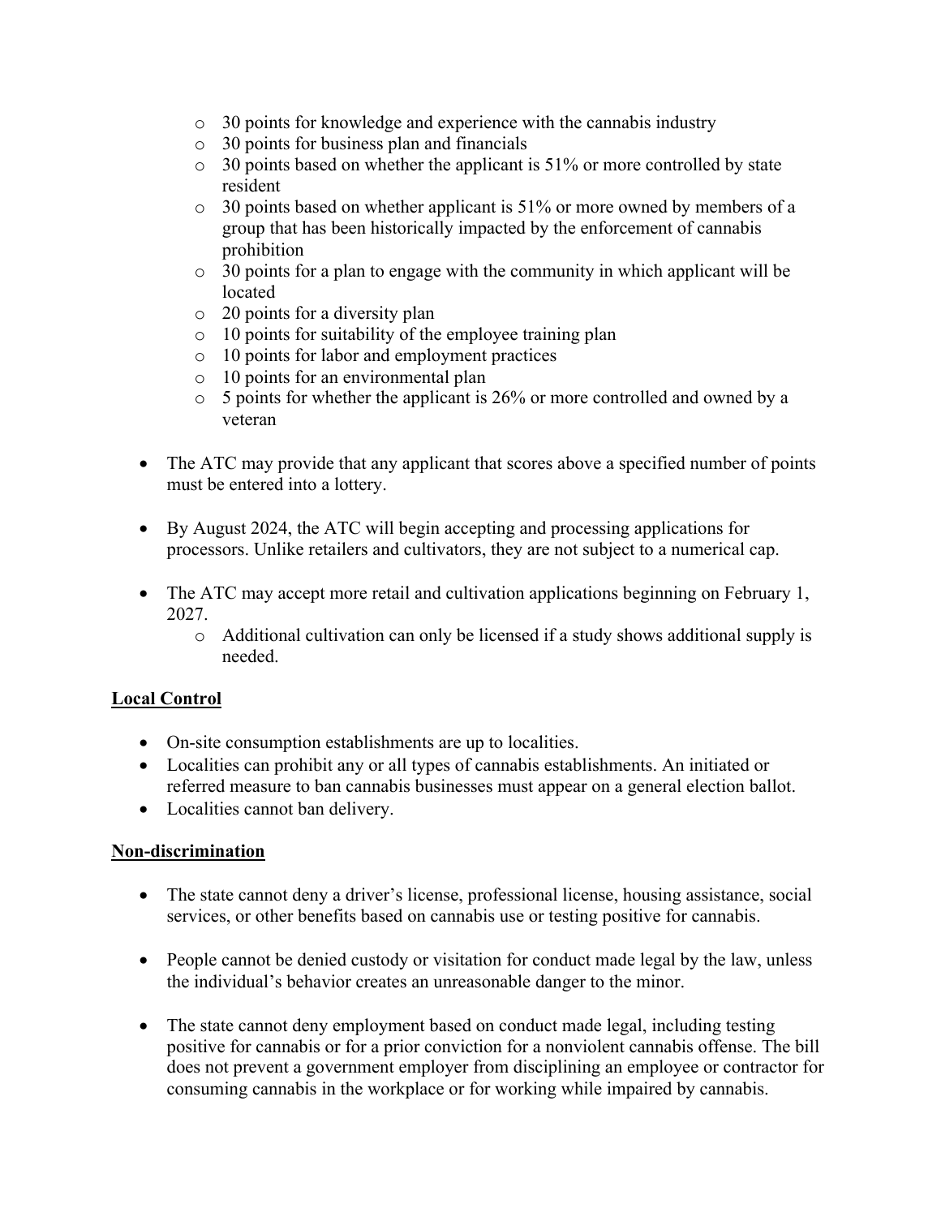- 30 points for knowledge and experience with the cannabis industry
  - 30 points for business plan and financials
  - 30 points based on whether the applicant is 51% or more controlled by state resident
  - 30 points based on whether applicant is 51% or more owned by members of a group that has been historically impacted by the enforcement of cannabis prohibition
  - 30 points for a plan to engage with the community in which applicant will be located
  - 20 points for a diversity plan
  - 10 points for suitability of the employee training plan
  - 10 points for labor and employment practices
  - 10 points for an environmental plan
  - 5 points for whether the applicant is 26% or more controlled and owned by a veteran

- The ATC may provide that any applicant that scores above a specified number of points must be entered into a lottery.

- By August 2024, the ATC will begin accepting and processing applications for processors. Unlike retailers and cultivators, they are not subject to a numerical cap.

- The ATC may accept more retail and cultivation applications beginning on February 1, 2027.
  - Additional cultivation can only be licensed if a study shows additional supply is needed.

<u>**Local Control**</u>

- On-site consumption establishments are up to localities.
- Localities can prohibit any or all types of cannabis establishments. An initiated or referred measure to ban cannabis businesses must appear on a general election ballot.
- Localities cannot ban delivery.

<u>**Non-discrimination**</u>

- The state cannot deny a driver's license, professional license, housing assistance, social services, or other benefits based on cannabis use or testing positive for cannabis.

- People cannot be denied custody or visitation for conduct made legal by the law, unless the individual's behavior creates an unreasonable danger to the minor.

- The state cannot deny employment based on conduct made legal, including testing positive for cannabis or for a prior conviction for a nonviolent cannabis offense. The bill does not prevent a government employer from disciplining an employee or contractor for consuming cannabis in the workplace or for working while impaired by cannabis.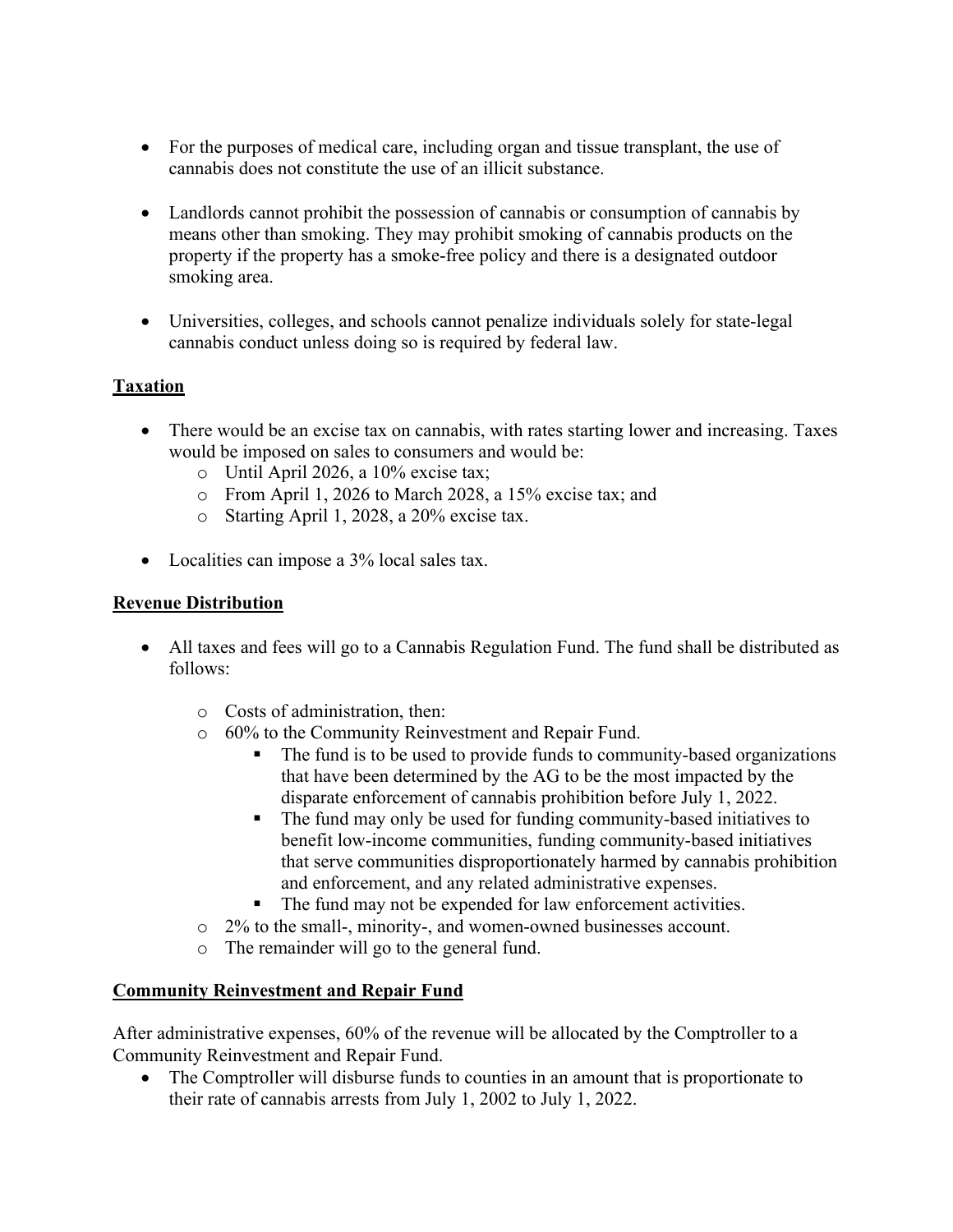- For the purposes of medical care, including organ and tissue transplant, the use of cannabis does not constitute the use of an illicit substance.

- Landlords cannot prohibit the possession of cannabis or consumption of cannabis by means other than smoking. They may prohibit smoking of cannabis products on the property if the property has a smoke-free policy and there is a designated outdoor smoking area.

- Universities, colleges, and schools cannot penalize individuals solely for state-legal cannabis conduct unless doing so is required by federal law.

## Taxation

- There would be an excise tax on cannabis, with rates starting lower and increasing. Taxes would be imposed on sales to consumers and would be:
  - Until April 2026, a 10% excise tax;
  - From April 1, 2026 to March 2028, a 15% excise tax; and
  - Starting April 1, 2028, a 20% excise tax.

- Localities can impose a 3% local sales tax.

## Revenue Distribution

- All taxes and fees will go to a Cannabis Regulation Fund. The fund shall be distributed as follows:

  - Costs of administration, then:
  - 60% to the Community Reinvestment and Repair Fund.
    - The fund is to be used to provide funds to community-based organizations that have been determined by the AG to be the most impacted by the disparate enforcement of cannabis prohibition before July 1, 2022.
    - The fund may only be used for funding community-based initiatives to benefit low-income communities, funding community-based initiatives that serve communities disproportionately harmed by cannabis prohibition and enforcement, and any related administrative expenses.
    - The fund may not be expended for law enforcement activities.
  - 2% to the small-, minority-, and women-owned businesses account.
  - The remainder will go to the general fund.

## Community Reinvestment and Repair Fund

After administrative expenses, 60% of the revenue will be allocated by the Comptroller to a Community Reinvestment and Repair Fund.

- The Comptroller will disburse funds to counties in an amount that is proportionate to their rate of cannabis arrests from July 1, 2002 to July 1, 2022.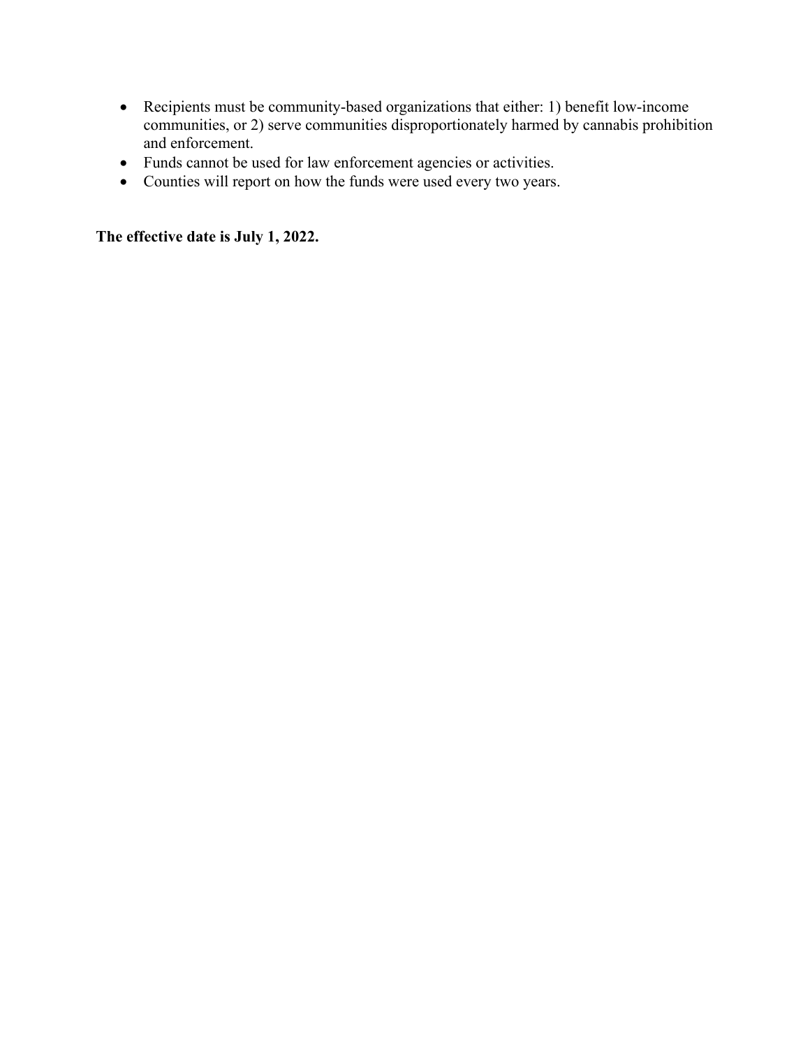- Recipients must be community-based organizations that either: 1) benefit low-income communities, or 2) serve communities disproportionately harmed by cannabis prohibition and enforcement.
- Funds cannot be used for law enforcement agencies or activities.
- Counties will report on how the funds were used every two years.

**The effective date is July 1, 2022.**